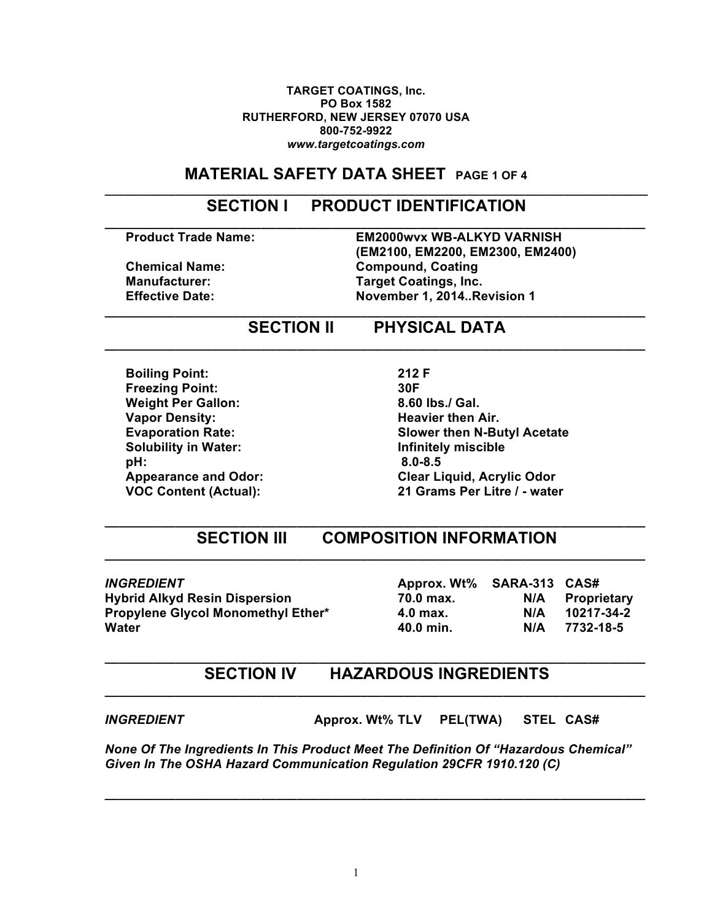**TARGET COATINGS, Inc.**
**PO Box 1582**
**RUTHERFORD, NEW JERSEY 07070 USA**
**800-752-9922**
***www.targetcoatings.com***

# MATERIAL SAFETY DATA SHEET

## SECTION I PRODUCT IDENTIFICATION

| | |
|---|---|
| **Product Trade Name:** | **EM2000wvx WB-ALKYD VARNISH (EM2100, EM2200, EM2300, EM2400)** |
| **Chemical Name:** | **Compound, Coating** |
| **Manufacturer:** | **Target Coatings, Inc.** |
| **Effective Date:** | **November 1, 2014..Revision 1** |

## SECTION II PHYSICAL DATA

| | |
|---|---|
| **Boiling Point:** | **212 F** |
| **Freezing Point:** | **30F** |
| **Weight Per Gallon:** | **8.60 lbs./ Gal.** |
| **Vapor Density:** | **Heavier then Air.** |
| **Evaporation Rate:** | **Slower then N-Butyl Acetate** |
| **Solubility in Water:** | **Infinitely miscible** |
| **pH:** | **8.0-8.5** |
| **Appearance and Odor:** | **Clear Liquid, Acrylic Odor** |
| **VOC Content (Actual):** | **21 Grams Per Litre / - water** |

## SECTION III COMPOSITION INFORMATION

| ***INGREDIENT*** | **Approx. Wt%** | **SARA-313** | **CAS#** |
|---|---|---|---|
| **Hybrid Alkyd Resin Dispersion** | **70.0 max.** | **N/A** | **Proprietary** |
| **Propylene Glycol Monomethyl Ether*** | **4.0 max.** | **N/A** | **10217-34-2** |
| **Water** | **40.0 min.** | **N/A** | **7732-18-5** |

## SECTION IV HAZARDOUS INGREDIENTS

| ***INGREDIENT*** | **Approx. Wt%** | **TLV** | **PEL(TWA)** | **STEL** | **CAS#** |
|---|---|---|---|---|---|

***None Of The Ingredients In This Product Meet The Definition Of "Hazardous Chemical" Given In The OSHA Hazard Communication Regulation 29CFR 1910.120 (C)***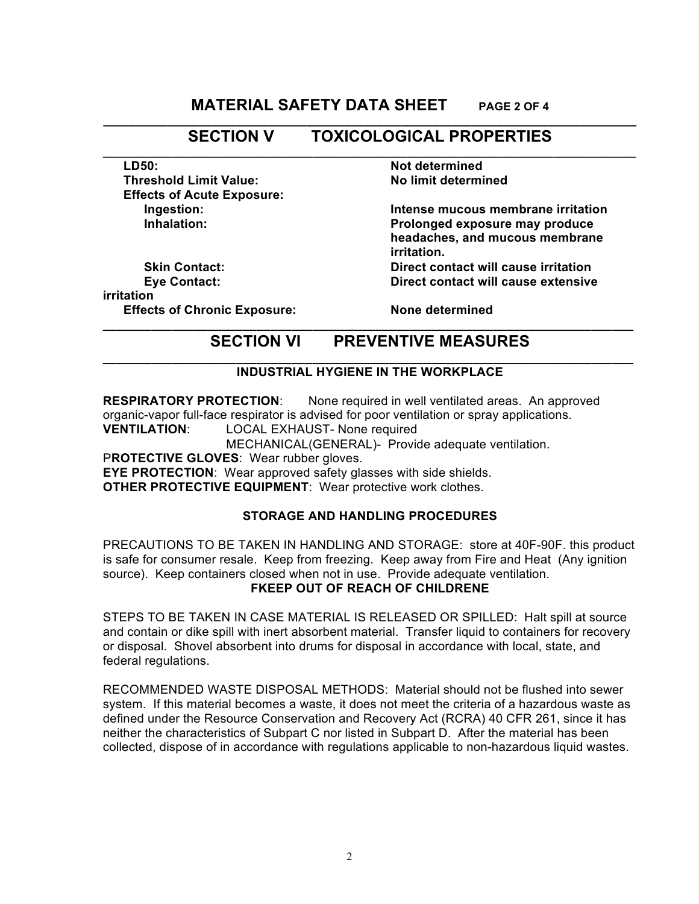# MATERIAL SAFETY DATA SHEET

## SECTION V TOXICOLOGICAL PROPERTIES

| | |
|---|---|
| **LD50:** | **Not determined** |
| **Threshold Limit Value:** | **No limit determined** |
| **Effects of Acute Exposure:** | |
| **Ingestion:** | **Intense mucous membrane irritation** |
| **Inhalation:** | **Prolonged exposure may produce headaches, and mucous membrane irritation.** |
| **Skin Contact:** | **Direct contact will cause irritation** |
| **Eye Contact:** | **Direct contact will cause extensive irritation** |
| **Effects of Chronic Exposure:** | **None determined** |

## SECTION VI PREVENTIVE MEASURES

### INDUSTRIAL HYGIENE IN THE WORKPLACE

**RESPIRATORY PROTECTION**: None required in well ventilated areas. An approved organic-vapor full-face respirator is advised for poor ventilation or spray applications.
**VENTILATION**: LOCAL EXHAUST- None required
MECHANICAL(GENERAL)- Provide adequate ventilation.
P**ROTECTIVE GLOVES**: Wear rubber gloves.
**EYE PROTECTION**: Wear approved safety glasses with side shields.
**OTHER PROTECTIVE EQUIPMENT**: Wear protective work clothes.

### STORAGE AND HANDLING PROCEDURES

PRECAUTIONS TO BE TAKEN IN HANDLING AND STORAGE: store at 40F-90F. this product is safe for consumer resale. Keep from freezing. Keep away from Fire and Heat (Any ignition source). Keep containers closed when not in use. Provide adequate ventilation.

**FKEEP OUT OF REACH OF CHILDRENE**

STEPS TO BE TAKEN IN CASE MATERIAL IS RELEASED OR SPILLED: Halt spill at source and contain or dike spill with inert absorbent material. Transfer liquid to containers for recovery or disposal. Shovel absorbent into drums for disposal in accordance with local, state, and federal regulations.

RECOMMENDED WASTE DISPOSAL METHODS: Material should not be flushed into sewer system. If this material becomes a waste, it does not meet the criteria of a hazardous waste as defined under the Resource Conservation and Recovery Act (RCRA) 40 CFR 261, since it has neither the characteristics of Subpart C nor listed in Subpart D. After the material has been collected, dispose of in accordance with regulations applicable to non-hazardous liquid wastes.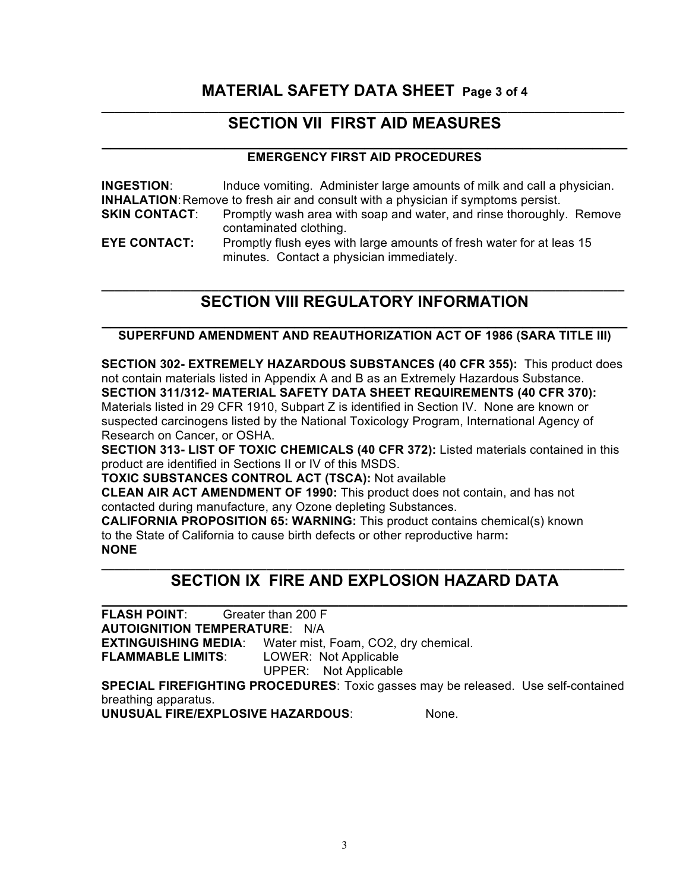# MATERIAL SAFETY DATA SHEET

## SECTION VII FIRST AID MEASURES

### EMERGENCY FIRST AID PROCEDURES

**INGESTION**: Induce vomiting. Administer large amounts of milk and call a physician.
**INHALATION**: Remove to fresh air and consult with a physician if symptoms persist.
**SKIN CONTACT**: Promptly wash area with soap and water, and rinse thoroughly. Remove contaminated clothing.
**EYE CONTACT:** Promptly flush eyes with large amounts of fresh water for at leas 15 minutes. Contact a physician immediately.

## SECTION VIII REGULATORY INFORMATION

### SUPERFUND AMENDMENT AND REAUTHORIZATION ACT OF 1986 (SARA TITLE III)

**SECTION 302- EXTREMELY HAZARDOUS SUBSTANCES (40 CFR 355):** This product does not contain materials listed in Appendix A and B as an Extremely Hazardous Substance.
**SECTION 311/312- MATERIAL SAFETY DATA SHEET REQUIREMENTS (40 CFR 370):** Materials listed in 29 CFR 1910, Subpart Z is identified in Section IV. None are known or suspected carcinogens listed by the National Toxicology Program, International Agency of Research on Cancer, or OSHA.
**SECTION 313- LIST OF TOXIC CHEMICALS (40 CFR 372):** Listed materials contained in this product are identified in Sections II or IV of this MSDS.
**TOXIC SUBSTANCES CONTROL ACT (TSCA):** Not available
**CLEAN AIR ACT AMENDMENT OF 1990:** This product does not contain, and has not contacted during manufacture, any Ozone depleting Substances.
**CALIFORNIA PROPOSITION 65: WARNING:** This product contains chemical(s) known to the State of California to cause birth defects or other reproductive harm**:**
**NONE**

## SECTION IX FIRE AND EXPLOSION HAZARD DATA

**FLASH POINT**: Greater than 200 F
**AUTOIGNITION TEMPERATURE**: N/A
**EXTINGUISHING MEDIA**: Water mist, Foam, $CO_2$, dry chemical.
**FLAMMABLE LIMITS**: LOWER: Not Applicable
UPPER: Not Applicable
**SPECIAL FIREFIGHTING PROCEDURES**: Toxic gasses may be released. Use self-contained breathing apparatus.
**UNUSUAL FIRE/EXPLOSIVE HAZARDOUS**: None.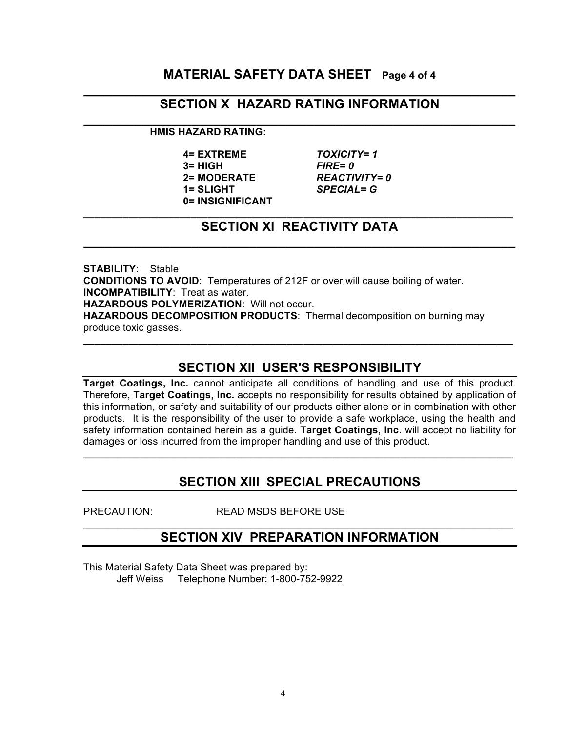# MATERIAL SAFETY DATA SHEET

## SECTION X HAZARD RATING INFORMATION

**HMIS HAZARD RATING:**

| | |
|---|---|
| **4= EXTREME** | ***TOXICITY= 1*** |
| **3= HIGH** | ***FIRE= 0*** |
| **2= MODERATE** | ***REACTIVITY= 0*** |
| **1= SLIGHT** | ***SPECIAL= G*** |
| **0= INSIGNIFICANT** | |

## SECTION XI REACTIVITY DATA

**STABILITY**: Stable
**CONDITIONS TO AVOID**: Temperatures of 212F or over will cause boiling of water.
**INCOMPATIBILITY**: Treat as water.
**HAZARDOUS POLYMERIZATION**: Will not occur.
**HAZARDOUS DECOMPOSITION PRODUCTS**: Thermal decomposition on burning may produce toxic gasses.

## SECTION XII USER'S RESPONSIBILITY

**Target Coatings, Inc.** cannot anticipate all conditions of handling and use of this product. Therefore, **Target Coatings, Inc.** accepts no responsibility for results obtained by application of this information, or safety and suitability of our products either alone or in combination with other products. It is the responsibility of the user to provide a safe workplace, using the health and safety information contained herein as a guide. **Target Coatings, Inc.** will accept no liability for damages or loss incurred from the improper handling and use of this product.

## SECTION XIII SPECIAL PRECAUTIONS

PRECAUTION: READ MSDS BEFORE USE

## SECTION XIV PREPARATION INFORMATION

This Material Safety Data Sheet was prepared by:
Jeff Weiss Telephone Number: 1-800-752-9922